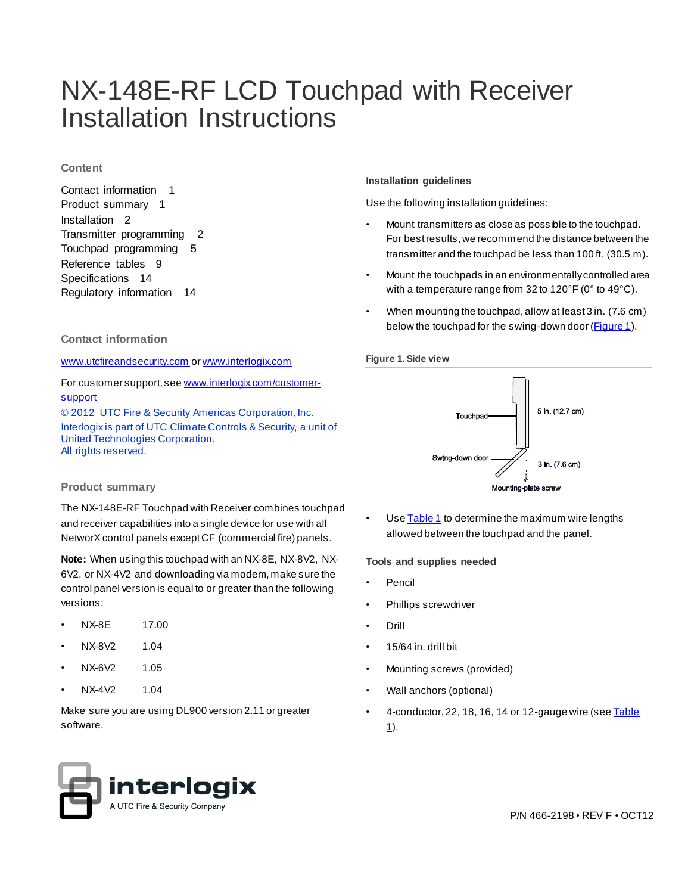# NX-148E-RF LCD Touchpad with Receiver Installation Instructions

## Content

Contact information 1
Product summary 1
Installation 2
Transmitter programming 2
Touchpad programming 5
Reference tables 9
Specifications 14
Regulatory information 14

## Contact information

www.utcfireandsecurity.com or www.interlogix.com

For customer support, see www.interlogix.com/customer-support

© 2012 UTC Fire & Security Americas Corporation, Inc.
Interlogix is part of UTC Climate Controls & Security, a unit of United Technologies Corporation.
All rights reserved.

## Product summary

The NX-148E-RF Touchpad with Receiver combines touchpad and receiver capabilities into a single device for use with all NetworX control panels except CF (commercial fire) panels.

**Note:** When using this touchpad with an NX-8E, NX-8V2, NX-6V2, or NX-4V2 and downloading via modem, make sure the control panel version is equal to or greater than the following versions:

- NX-8E 17.00
- NX-8V2 1.04
- NX-6V2 1.05
- NX-4V2 1.04

Make sure you are using DL900 version 2.11 or greater software.

### Installation guidelines

Use the following installation guidelines:

- Mount transmitters as close as possible to the touchpad. For best results, we recommend the distance between the transmitter and the touchpad be less than 100 ft. (30.5 m).
- Mount the touchpads in an environmentally controlled area with a temperature range from 32 to 120°F (0° to 49°C).
- When mounting the touchpad, allow at least 3 in. (7.6 cm) below the touchpad for the swing-down door (Figure 1).

**Figure 1. Side view**

Touchpad
5 in. (12.7 cm)
Swing-down door
3 in. (7.6 cm)
Mounting-plate screw

- Use Table 1 to determine the maximum wire lengths allowed between the touchpad and the panel.

### Tools and supplies needed

- Pencil
- Phillips screwdriver
- Drill
- 15/64 in. drill bit
- Mounting screws (provided)
- Wall anchors (optional)
- 4-conductor, 22, 18, 16, 14 or 12-gauge wire (see Table 1).

interlogix
A UTC Fire & Security Company

P/N 466-2198 • REV F • OCT12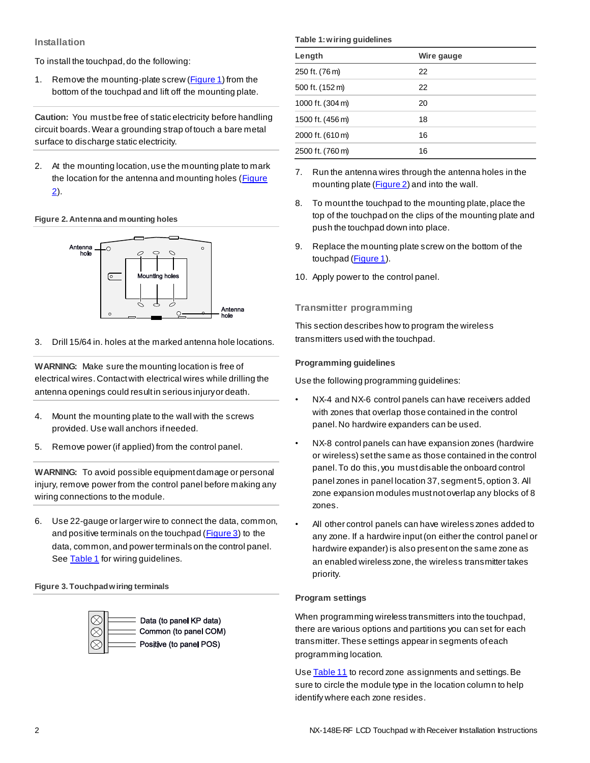## Installation

To install the touchpad, do the following:

1. Remove the mounting-plate screw (Figure 1) from the bottom of the touchpad and lift off the mounting plate.

**Caution:** You must be free of static electricity before handling circuit boards. Wear a grounding strap of touch a bare metal surface to discharge static electricity.

2. At the mounting location, use the mounting plate to mark the location for the antenna and mounting holes (Figure 2).

**Figure 2. Antenna and mounting holes**

3. Drill 15/64 in. holes at the marked antenna hole locations.

**WARNING:** Make sure the mounting location is free of electrical wires. Contact with electrical wires while drilling the antenna openings could result in serious injury or death.

4. Mount the mounting plate to the wall with the screws provided. Use wall anchors if needed.
5. Remove power (if applied) from the control panel.

**WARNING:** To avoid possible equipment damage or personal injury, remove power from the control panel before making any wiring connections to the module.

6. Use 22-gauge or larger wire to connect the data, common, and positive terminals on the touchpad (Figure 3) to the data, common, and power terminals on the control panel. See Table 1 for wiring guidelines.

**Figure 3. Touchpad wiring terminals**

Data (to panel KP data)
Common (to panel COM)
Positive (to panel POS)

**Table 1: wiring guidelines**

| Length | Wire gauge |
|---|---|
| 250 ft. (76 m) | 22 |
| 500 ft. (152 m) | 22 |
| 1000 ft. (304 m) | 20 |
| 1500 ft. (456 m) | 18 |
| 2000 ft. (610 m) | 16 |
| 2500 ft. (760 m) | 16 |

7. Run the antenna wires through the antenna holes in the mounting plate (Figure 2) and into the wall.
8. To mount the touchpad to the mounting plate, place the top of the touchpad on the clips of the mounting plate and push the touchpad down into place.
9. Replace the mounting plate screw on the bottom of the touchpad (Figure 1).
10. Apply power to the control panel.

## Transmitter programming

This section describes how to program the wireless transmitters used with the touchpad.

### Programming guidelines

Use the following programming guidelines:

- NX-4 and NX-6 control panels can have receivers added with zones that overlap those contained in the control panel. No hardwire expanders can be used.
- NX-8 control panels can have expansion zones (hardwire or wireless) set the same as those contained in the control panel. To do this, you must disable the onboard control panel zones in panel location 37, segment 5, option 3. All zone expansion modules must not overlap any blocks of 8 zones.
- All other control panels can have wireless zones added to any zone. If a hardwire input (on either the control panel or hardwire expander) is also present on the same zone as an enabled wireless zone, the wireless transmitter takes priority.

### Program settings

When programming wireless transmitters into the touchpad, there are various options and partitions you can set for each transmitter. These settings appear in segments of each programming location.

Use Table 11 to record zone assignments and settings. Be sure to circle the module type in the location column to help identify where each zone resides.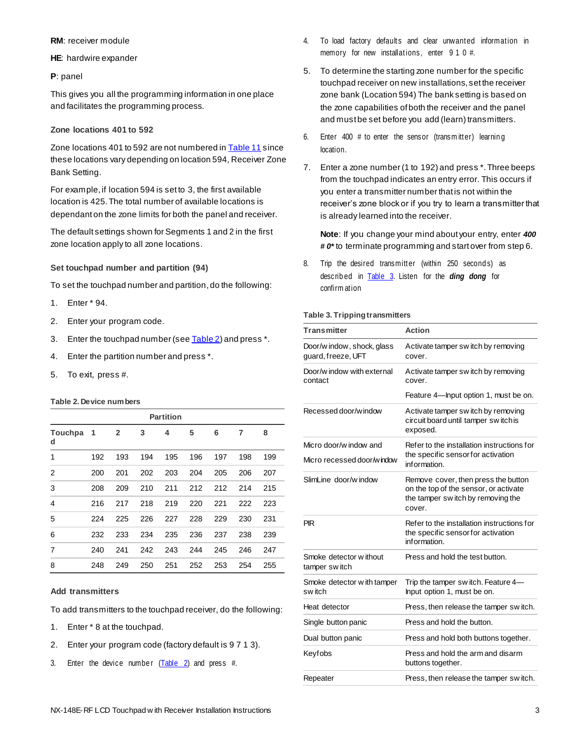**RM**: receiver module

**HE**: hardwire expander

**P**: panel

This gives you all the programming information in one place and facilitates the programming process.

### Zone locations 401 to 592

Zone locations 401 to 592 are not numbered in Table 11 since these locations vary depending on location 594, Receiver Zone Bank Setting.

For example, if location 594 is set to 3, the first available location is 425. The total number of available locations is dependant on the zone limits for both the panel and receiver.

The default settings shown for Segments 1 and 2 in the first zone location apply to all zone locations.

### Set touchpad number and partition (94)

To set the touchpad number and partition, do the following:

1. Enter * 94.
2. Enter your program code.
3. Enter the touchpad number (see Table 2) and press *.
4. Enter the partition number and press *.
5. To exit, press #.

**Table 2. Device numbers**

| | Partition | | | | | | | |
|---|---|---|---|---|---|---|---|---|
| **Touchpad** | **1** | **2** | **3** | **4** | **5** | **6** | **7** | **8** |
| 1 | 192 | 193 | 194 | 195 | 196 | 197 | 198 | 199 |
| 2 | 200 | 201 | 202 | 203 | 204 | 205 | 206 | 207 |
| 3 | 208 | 209 | 210 | 211 | 212 | 212 | 214 | 215 |
| 4 | 216 | 217 | 218 | 219 | 220 | 221 | 222 | 223 |
| 5 | 224 | 225 | 226 | 227 | 228 | 229 | 230 | 231 |
| 6 | 232 | 233 | 234 | 235 | 236 | 237 | 238 | 239 |
| 7 | 240 | 241 | 242 | 243 | 244 | 245 | 246 | 247 |
| 8 | 248 | 249 | 250 | 251 | 252 | 253 | 254 | 255 |

### Add transmitters

To add transmitters to the touchpad receiver, do the following:

1. Enter * 8 at the touchpad.
2. Enter your program code (factory default is 9 7 1 3).
3. Enter the device number (Table 2) and press #.
4. To load factory defaults and clear unwanted information in memory for new installations, enter 9 1 0 #.
5. To determine the starting zone number for the specific touchpad receiver on new installations, set the receiver zone bank (Location 594) The bank setting is based on the zone capabilities of both the receiver and the panel and must be set before you add (learn) transmitters.
6. Enter 400 # to enter the sensor (transmitter) learning location.
7. Enter a zone number (1 to 192) and press *. Three beeps from the touchpad indicates an entry error. This occurs if you enter a transmitter number that is not within the receiver's zone block or if you try to learn a transmitter that is already learned into the receiver.

   **Note**: If you change your mind about your entry, enter ***400 # 0**** to terminate programming and start over from step 6.
8. Trip the desired transmitter (within 250 seconds) as described in Table 3. Listen for the ***ding dong*** for confirmation

**Table 3. Tripping transmitters**

| Transmitter | Action |
|---|---|
| Door/window, shock, glass guard, freeze, UFT | Activate tamper switch by removing cover. |
| Door/window with external contact | Activate tamper switch by removing cover.<br>Feature 4—Input option 1, must be on. |
| Recessed door/window | Activate tamper switch by removing circuit board until tamper switch is exposed. |
| Micro door/window and<br>Micro recessed door/window | Refer to the installation instructions for the specific sensor for activation information. |
| SlimLine door/window | Remove cover, then press the button on the top of the sensor, or activate the tamper switch by removing the cover. |
| PIR | Refer to the installation instructions for the specific sensor for activation information. |
| Smoke detector without tamper switch | Press and hold the test button. |
| Smoke detector with tamper switch | Trip the tamper switch. Feature 4—Input option 1, must be on. |
| Heat detector | Press, then release the tamper switch. |
| Single button panic | Press and hold the button. |
| Dual button panic | Press and hold both buttons together. |
| Keyfobs | Press and hold the arm and disarm buttons together. |
| Repeater | Press, then release the tamper switch. |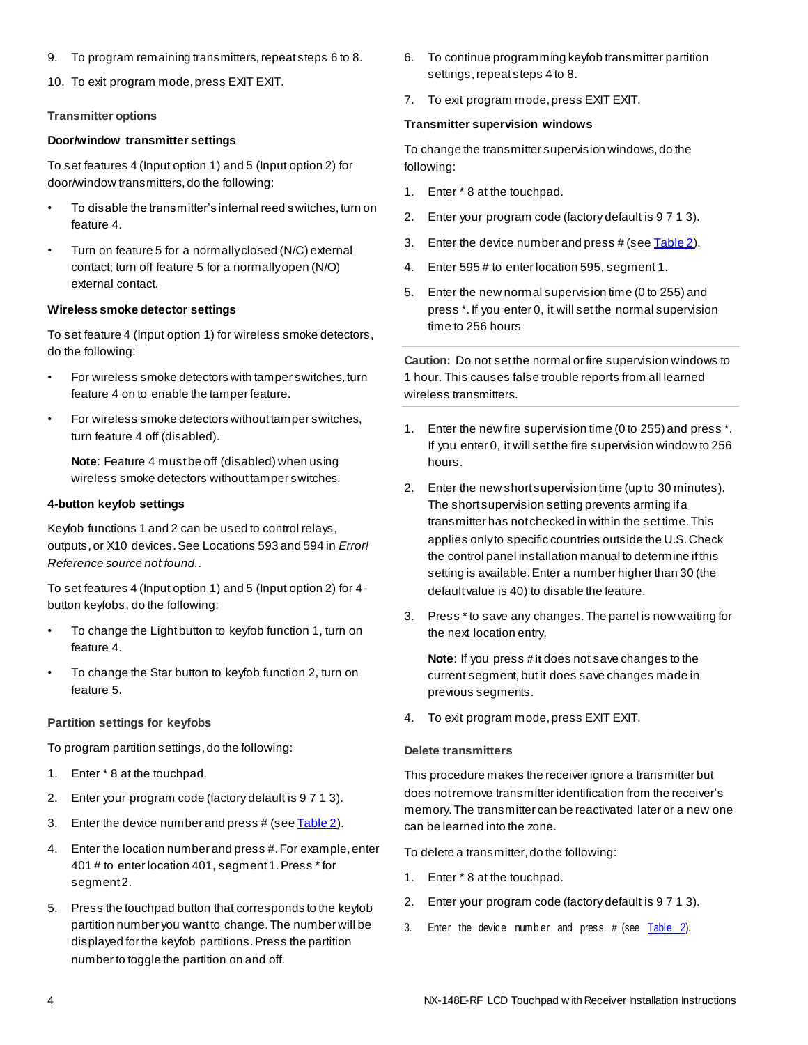9. To program remaining transmitters, repeat steps 6 to 8.
10. To exit program mode, press EXIT EXIT.

### Transmitter options

#### Door/window transmitter settings

To set features 4 (Input option 1) and 5 (Input option 2) for door/window transmitters, do the following:

- To disable the transmitter's internal reed switches, turn on feature 4.
- Turn on feature 5 for a normally closed (N/C) external contact; turn off feature 5 for a normally open (N/O) external contact.

#### Wireless smoke detector settings

To set feature 4 (Input option 1) for wireless smoke detectors, do the following:

- For wireless smoke detectors with tamper switches, turn feature 4 on to enable the tamper feature.
- For wireless smoke detectors without tamper switches, turn feature 4 off (disabled).

  **Note**: Feature 4 must be off (disabled) when using wireless smoke detectors without tamper switches.

#### 4-button keyfob settings

Keyfob functions 1 and 2 can be used to control relays, outputs, or X10 devices. See Locations 593 and 594 in *Error! Reference source not found.*.

To set features 4 (Input option 1) and 5 (Input option 2) for 4-button keyfobs, do the following:

- To change the Light button to keyfob function 1, turn on feature 4.
- To change the Star button to keyfob function 2, turn on feature 5.

### Partition settings for keyfobs

To program partition settings, do the following:

1. Enter * 8 at the touchpad.
2. Enter your program code (factory default is 9 7 1 3).
3. Enter the device number and press # (see Table 2).
4. Enter the location number and press #. For example, enter 401 # to enter location 401, segment 1. Press * for segment 2.
5. Press the touchpad button that corresponds to the keyfob partition number you want to change. The number will be displayed for the keyfob partitions. Press the partition number to toggle the partition on and off.
6. To continue programming keyfob transmitter partition settings, repeat steps 4 to 8.
7. To exit program mode, press EXIT EXIT.

#### Transmitter supervision windows

To change the transmitter supervision windows, do the following:

1. Enter * 8 at the touchpad.
2. Enter your program code (factory default is 9 7 1 3).
3. Enter the device number and press # (see Table 2).
4. Enter 595 # to enter location 595, segment 1.
5. Enter the new normal supervision time (0 to 255) and press *. If you enter 0, it will set the normal supervision time to 256 hours

**Caution:** Do not set the normal or fire supervision windows to 1 hour. This causes false trouble reports from all learned wireless transmitters.

1. Enter the new fire supervision time (0 to 255) and press *. If you enter 0, it will set the fire supervision window to 256 hours.
2. Enter the new short supervision time (up to 30 minutes). The short supervision setting prevents arming if a transmitter has not checked in within the set time. This applies only to specific countries outside the U.S. Check the control panel installation manual to determine if this setting is available. Enter a number higher than 30 (the default value is 40) to disable the feature.
3. Press * to save any changes. The panel is now waiting for the next location entry.

   **Note**: If you press # it does not save changes to the current segment, but it does save changes made in previous segments.
4. To exit program mode, press EXIT EXIT.

### Delete transmitters

This procedure makes the receiver ignore a transmitter but does not remove transmitter identification from the receiver's memory. The transmitter can be reactivated later or a new one can be learned into the zone.

To delete a transmitter, do the following:

1. Enter * 8 at the touchpad.
2. Enter your program code (factory default is 9 7 1 3).
3. Enter the device number and press # (see Table 2).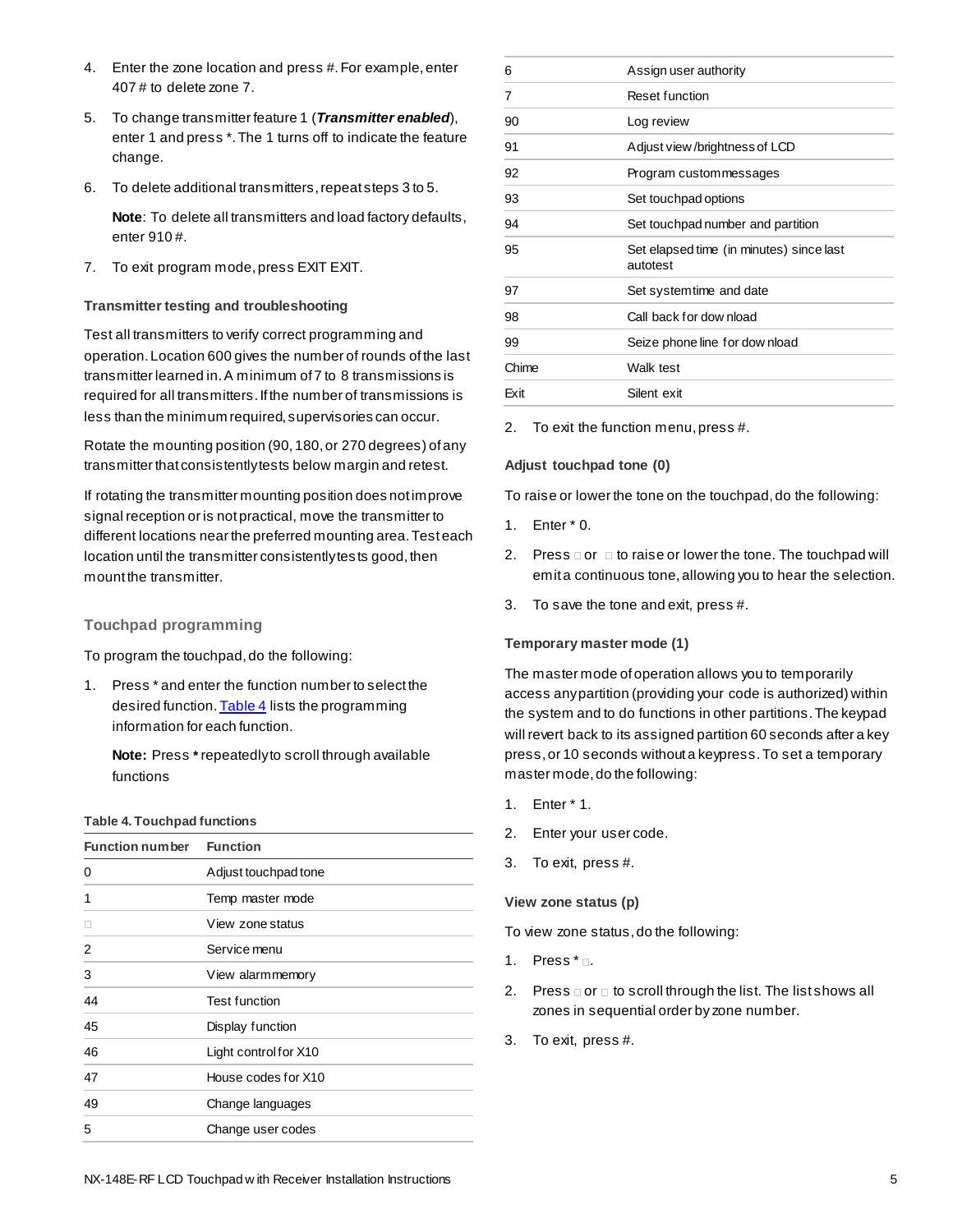4. Enter the zone location and press #. For example, enter 407 # to delete zone 7.

5. To change transmitter feature 1 (***Transmitter enabled***), enter 1 and press *. The 1 turns off to indicate the feature change.

6. To delete additional transmitters, repeat steps 3 to 5.

   **Note**: To delete all transmitters and load factory defaults, enter 910 #.

7. To exit program mode, press EXIT EXIT.

### Transmitter testing and troubleshooting

Test all transmitters to verify correct programming and operation. Location 600 gives the number of rounds of the last transmitter learned in. A minimum of 7 to 8 transmissions is required for all transmitters. If the number of transmissions is less than the minimum required, supervisories can occur.

Rotate the mounting position (90, 180, or 270 degrees) of any transmitter that consistently tests below margin and retest.

If rotating the transmitter mounting position does not improve signal reception or is not practical, move the transmitter to different locations near the preferred mounting area. Test each location until the transmitter consistently tests good, then mount the transmitter.

## Touchpad programming

To program the touchpad, do the following:

1. Press * and enter the function number to select the desired function. Table 4 lists the programming information for each function.

   **Note:** Press * repeatedly to scroll through available functions

**Table 4. Touchpad functions**

| Function number | Function |
|---|---|
| 0 | Adjust touchpad tone |
| 1 | Temp master mode |
| □ | View zone status |
| 2 | Service menu |
| 3 | View alarm memory |
| 44 | Test function |
| 45 | Display function |
| 46 | Light control for X10 |
| 47 | House codes for X10 |
| 49 | Change languages |
| 5 | Change user codes |
| 6 | Assign user authority |
| 7 | Reset function |
| 90 | Log review |
| 91 | Adjust view /brightness of LCD |
| 92 | Program custom messages |
| 93 | Set touchpad options |
| 94 | Set touchpad number and partition |
| 95 | Set elapsed time (in minutes) since last autotest |
| 97 | Set system time and date |
| 98 | Call back for download |
| 99 | Seize phone line for download |
| Chime | Walk test |
| Exit | Silent exit |

2. To exit the function menu, press #.

### Adjust touchpad tone (0)

To raise or lower the tone on the touchpad, do the following:

1. Enter * 0.
2. Press □ or □ to raise or lower the tone. The touchpad will emit a continuous tone, allowing you to hear the selection.
3. To save the tone and exit, press #.

### Temporary master mode (1)

The master mode of operation allows you to temporarily access any partition (providing your code is authorized) within the system and to do functions in other partitions. The keypad will revert back to its assigned partition 60 seconds after a key press, or 10 seconds without a keypress. To set a temporary master mode, do the following:

1. Enter * 1.
2. Enter your user code.
3. To exit, press #.

### View zone status (p)

To view zone status, do the following:

1. Press * □.
2. Press □ or □ to scroll through the list. The list shows all zones in sequential order by zone number.
3. To exit, press #.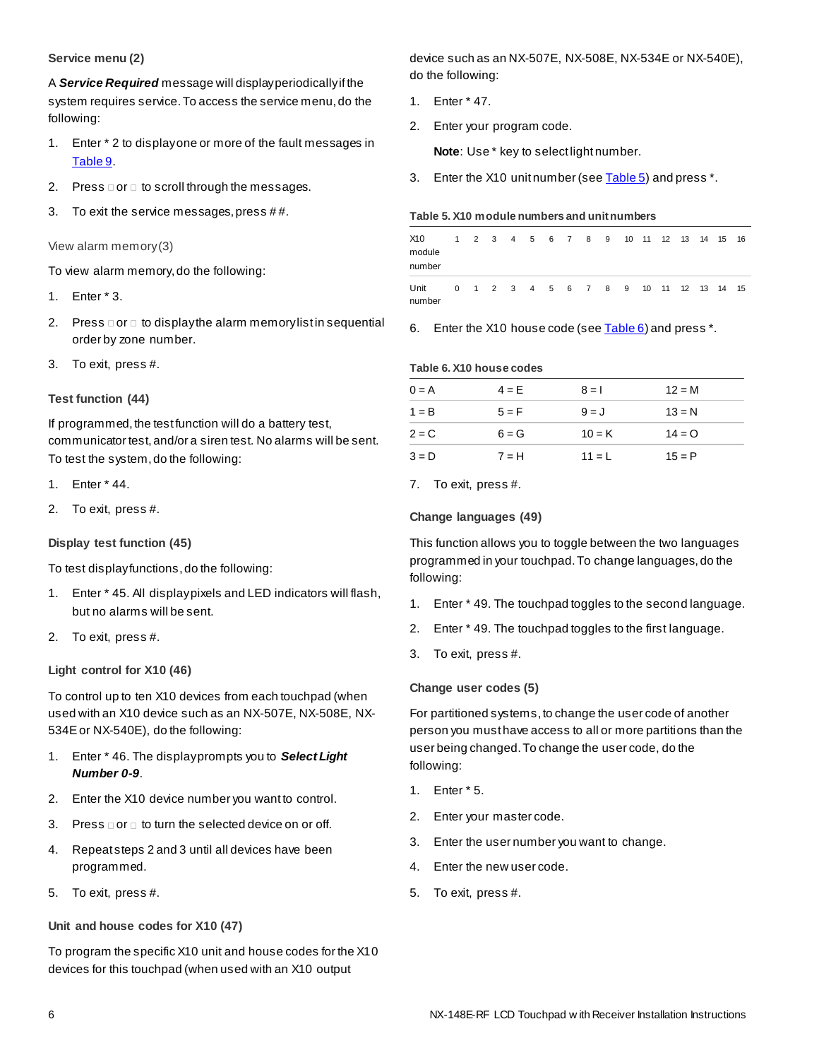### Service menu (2)

A ***Service Required*** message will display periodically if the system requires service. To access the service menu, do the following:

1. Enter * 2 to display one or more of the fault messages in Table 9.
2. Press □ or □ to scroll through the messages.
3. To exit the service messages, press # #.

#### View alarm memory (3)

To view alarm memory, do the following:

1. Enter * 3.
2. Press □ or □ to display the alarm memory list in sequential order by zone number.
3. To exit, press #.

### Test function (44)

If programmed, the test function will do a battery test, communicator test, and/or a siren test. No alarms will be sent. To test the system, do the following:

1. Enter * 44.
2. To exit, press #.

### Display test function (45)

To test display functions, do the following:

1. Enter * 45. All display pixels and LED indicators will flash, but no alarms will be sent.
2. To exit, press #.

### Light control for X10 (46)

To control up to ten X10 devices from each touchpad (when used with an X10 device such as an NX-507E, NX-508E, NX-534E or NX-540E), do the following:

1. Enter * 46. The display prompts you to ***Select Light Number 0-9***.
2. Enter the X10 device number you want to control.
3. Press □ or □ to turn the selected device on or off.
4. Repeat steps 2 and 3 until all devices have been programmed.
5. To exit, press #.

### Unit and house codes for X10 (47)

To program the specific X10 unit and house codes for the X10 devices for this touchpad (when used with an X10 output device such as an NX-507E, NX-508E, NX-534E or NX-540E), do the following:

1. Enter * 47.
2. Enter your program code.

   **Note**: Use * key to select light number.
3. Enter the X10 unit number (see Table 5) and press *.

**Table 5. X10 module numbers and unit numbers**

| X10 module number | 1 | 2 | 3 | 4 | 5 | 6 | 7 | 8 | 9 | 10 | 11 | 12 | 13 | 14 | 15 | 16 |
|---|---|---|---|---|---|---|---|---|---|---|---|---|---|---|---|---|
| Unit number | 0 | 1 | 2 | 3 | 4 | 5 | 6 | 7 | 8 | 9 | 10 | 11 | 12 | 13 | 14 | 15 |

6. Enter the X10 house code (see Table 6) and press *.

**Table 6. X10 house codes**

| | | | |
|---|---|---|---|
| 0 = A | 4 = E | 8 = I | 12 = M |
| 1 = B | 5 = F | 9 = J | 13 = N |
| 2 = C | 6 = G | 10 = K | 14 = O |
| 3 = D | 7 = H | 11 = L | 15 = P |

7. To exit, press #.

### Change languages (49)

This function allows you to toggle between the two languages programmed in your touchpad. To change languages, do the following:

1. Enter * 49. The touchpad toggles to the second language.
2. Enter * 49. The touchpad toggles to the first language.
3. To exit, press #.

### Change user codes (5)

For partitioned systems, to change the user code of another person you must have access to all or more partitions than the user being changed. To change the user code, do the following:

1. Enter * 5.
2. Enter your master code.
3. Enter the user number you want to change.
4. Enter the new user code.
5. To exit, press #.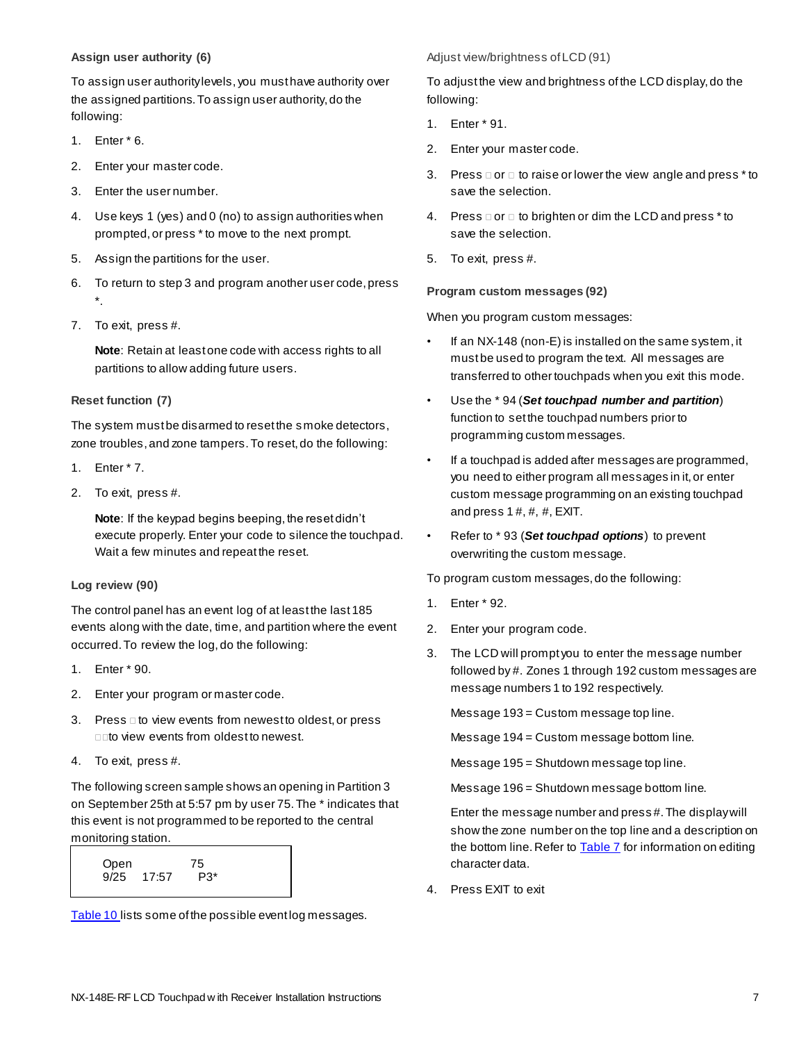### Assign user authority (6)

To assign user authority levels, you must have authority over the assigned partitions. To assign user authority, do the following:

1. Enter * 6.
2. Enter your master code.
3. Enter the user number.
4. Use keys 1 (yes) and 0 (no) to assign authorities when prompted, or press * to move to the next prompt.
5. Assign the partitions for the user.
6. To return to step 3 and program another user code, press *.
7. To exit, press #.

   **Note**: Retain at least one code with access rights to all partitions to allow adding future users.

### Reset function (7)

The system must be disarmed to reset the smoke detectors, zone troubles, and zone tampers. To reset, do the following:

1. Enter * 7.
2. To exit, press #.

   **Note**: If the keypad begins beeping, the reset didn't execute properly. Enter your code to silence the touchpad. Wait a few minutes and repeat the reset.

### Log review (90)

The control panel has an event log of at least the last 185 events along with the date, time, and partition where the event occurred. To review the log, do the following:

1. Enter * 90.
2. Enter your program or master code.
3. Press □ to view events from newest to oldest, or press □□to view events from oldest to newest.
4. To exit, press #.

The following screen sample shows an opening in Partition 3 on September 25th at 5:57 pm by user 75. The * indicates that this event is not programmed to be reported to the central monitoring station.

```
Open            75
9/25   17:57     P3*
```

Table 10 lists some of the possible event log messages.

### Adjust view/brightness of LCD (91)

To adjust the view and brightness of the LCD display, do the following:

1. Enter * 91.
2. Enter your master code.
3. Press □ or □ to raise or lower the view angle and press * to save the selection.
4. Press □ or □ to brighten or dim the LCD and press * to save the selection.
5. To exit, press #.

### Program custom messages (92)

When you program custom messages:

- If an NX-148 (non-E) is installed on the same system, it must be used to program the text. All messages are transferred to other touchpads when you exit this mode.
- Use the * 94 (***Set touchpad number and partition***) function to set the touchpad numbers prior to programming custom messages.
- If a touchpad is added after messages are programmed, you need to either program all messages in it, or enter custom message programming on an existing touchpad and press 1 #, #, #, EXIT.
- Refer to * 93 (***Set touchpad options***) to prevent overwriting the custom message.

To program custom messages, do the following:

1. Enter * 92.
2. Enter your program code.
3. The LCD will prompt you to enter the message number followed by #. Zones 1 through 192 custom messages are message numbers 1 to 192 respectively.

   Message 193 = Custom message top line.

   Message 194 = Custom message bottom line.

   Message 195 = Shutdown message top line.

   Message 196 = Shutdown message bottom line.

   Enter the message number and press #. The display will show the zone number on the top line and a description on the bottom line. Refer to Table 7 for information on editing character data.
4. Press EXIT to exit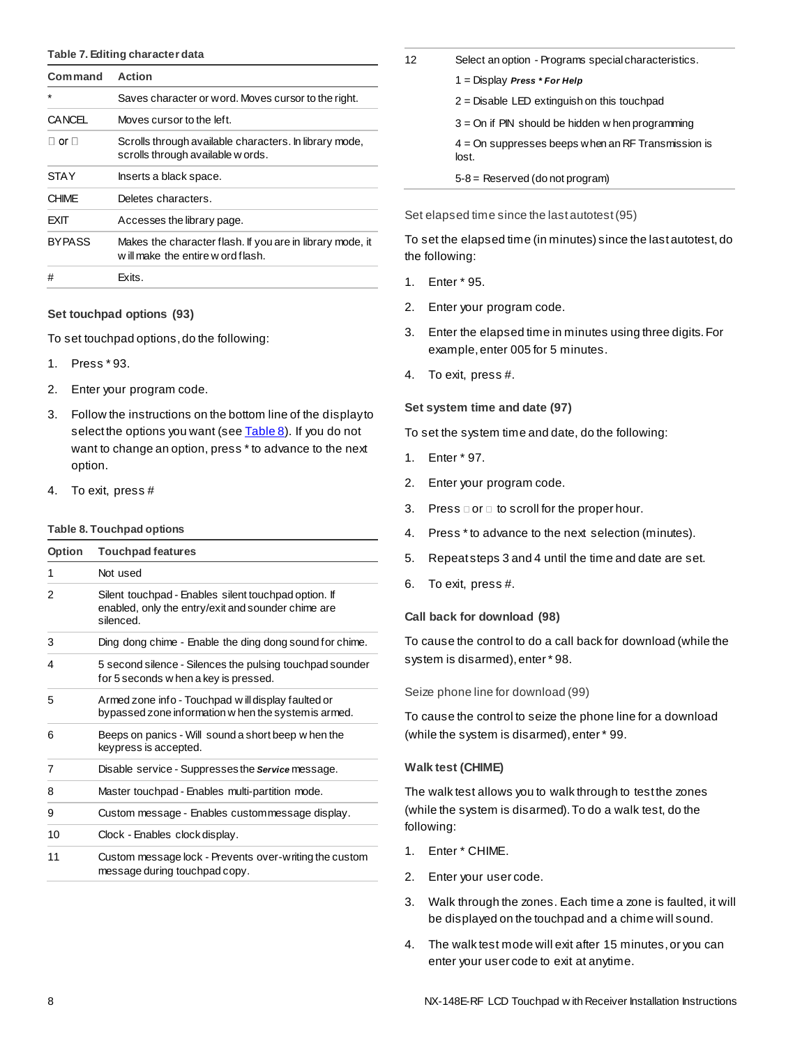**Table 7. Editing character data**

| Command | Action |
|---|---|
| * | Saves character or word. Moves cursor to the right. |
| CANCEL | Moves cursor to the left. |
| □ or □ | Scrolls through available characters. In library mode, scrolls through available words. |
| STAY | Inserts a black space. |
| CHIME | Deletes characters. |
| EXIT | Accesses the library page. |
| BYPASS | Makes the character flash. If you are in library mode, it will make the entire word flash. |
| # | Exits. |

### Set touchpad options (93)

To set touchpad options, do the following:

1. Press * 93.
2. Enter your program code.
3. Follow the instructions on the bottom line of the display to select the options you want (see Table 8). If you do not want to change an option, press * to advance to the next option.
4. To exit, press #

**Table 8. Touchpad options**

| Option | Touchpad features |
|---|---|
| 1 | Not used |
| 2 | Silent touchpad - Enables silent touchpad option. If enabled, only the entry/exit and sounder chime are silenced. |
| 3 | Ding dong chime - Enable the ding dong sound for chime. |
| 4 | 5 second silence - Silences the pulsing touchpad sounder for 5 seconds when a key is pressed. |
| 5 | Armed zone info - Touchpad will display faulted or bypassed zone information when the system is armed. |
| 6 | Beeps on panics - Will sound a short beep when the keypress is accepted. |
| 7 | Disable service - Suppresses the ***Service*** message. |
| 8 | Master touchpad - Enables multi-partition mode. |
| 9 | Custom message - Enables custom message display. |
| 10 | Clock - Enables clock display. |
| 11 | Custom message lock - Prevents over-writing the custom message during touchpad copy. |
| 12 | Select an option - Programs special characteristics.<br>1 = Display ***Press * For Help***<br>2 = Disable LED extinguish on this touchpad<br>3 = On if PIN should be hidden when programming<br>4 = On suppresses beeps when an RF Transmission is lost.<br>5-8 = Reserved (do not program) |

### Set elapsed time since the last autotest (95)

To set the elapsed time (in minutes) since the last autotest, do the following:

1. Enter * 95.
2. Enter your program code.
3. Enter the elapsed time in minutes using three digits. For example, enter 005 for 5 minutes.
4. To exit, press #.

### Set system time and date (97)

To set the system time and date, do the following:

1. Enter * 97.
2. Enter your program code.
3. Press □ or □ to scroll for the proper hour.
4. Press * to advance to the next selection (minutes).
5. Repeat steps 3 and 4 until the time and date are set.
6. To exit, press #.

### Call back for download (98)

To cause the control to do a call back for download (while the system is disarmed), enter * 98.

### Seize phone line for download (99)

To cause the control to seize the phone line for a download (while the system is disarmed), enter * 99.

### Walk test (CHIME)

The walk test allows you to walk through to test the zones (while the system is disarmed). To do a walk test, do the following:

1. Enter * CHIME.
2. Enter your user code.
3. Walk through the zones. Each time a zone is faulted, it will be displayed on the touchpad and a chime will sound.
4. The walk test mode will exit after 15 minutes, or you can enter your user code to exit at anytime.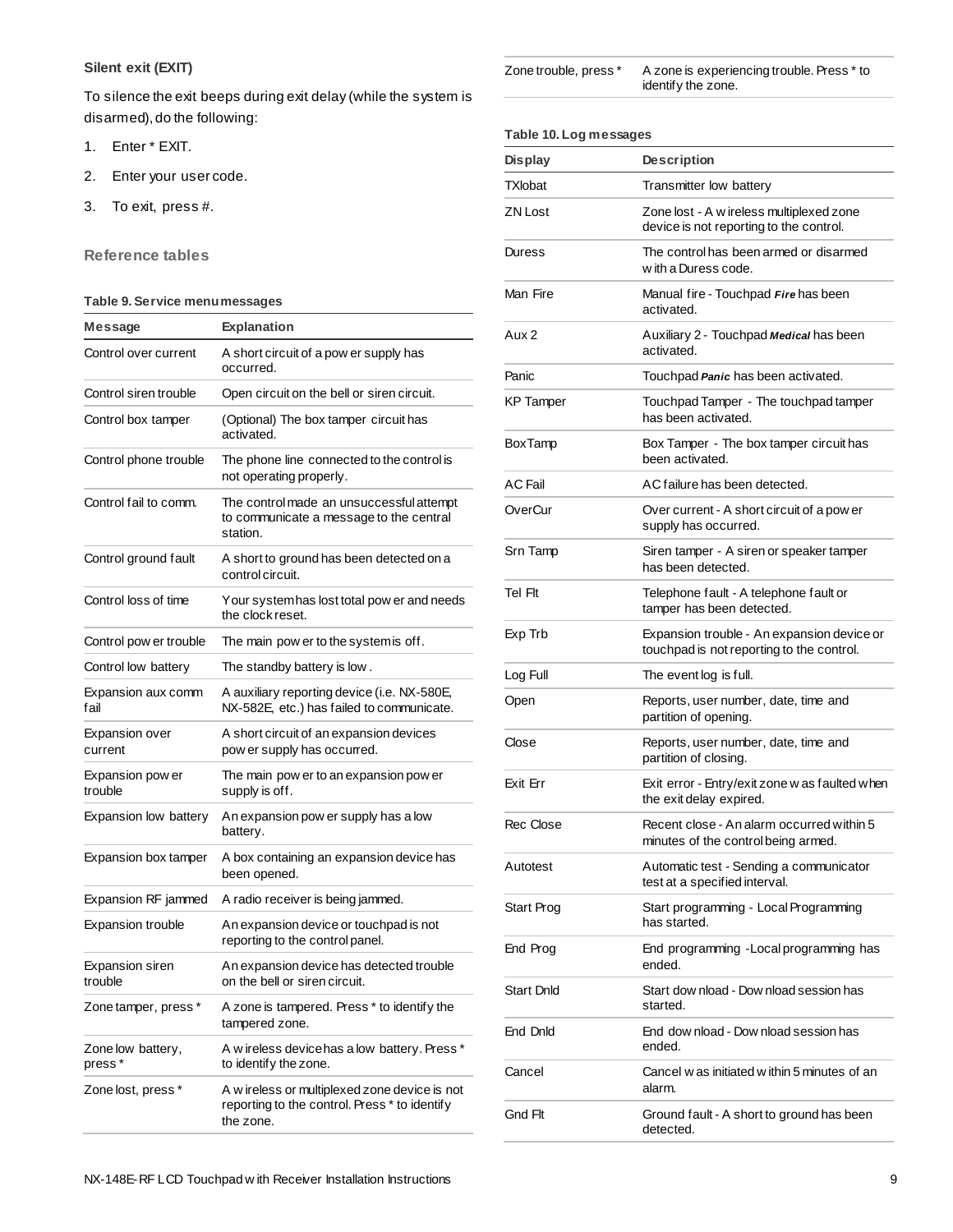### Silent exit (EXIT)

To silence the exit beeps during exit delay (while the system is disarmed), do the following:

1. Enter * EXIT.
2. Enter your user code.
3. To exit, press #.

## Reference tables

**Table 9. Service menu messages**

| Message | Explanation |
|---|---|
| Control over current | A short circuit of a power supply has occurred. |
| Control siren trouble | Open circuit on the bell or siren circuit. |
| Control box tamper | (Optional) The box tamper circuit has activated. |
| Control phone trouble | The phone line connected to the control is not operating properly. |
| Control fail to comm. | The control made an unsuccessful attempt to communicate a message to the central station. |
| Control ground fault | A short to ground has been detected on a control circuit. |
| Control loss of time | Your system has lost total power and needs the clock reset. |
| Control power trouble | The main power to the system is off. |
| Control low battery | The standby battery is low. |
| Expansion aux comm fail | A auxiliary reporting device (i.e. NX-580E, NX-582E, etc.) has failed to communicate. |
| Expansion over current | A short circuit of an expansion devices power supply has occurred. |
| Expansion power trouble | The main power to an expansion power supply is off. |
| Expansion low battery | An expansion power supply has a low battery. |
| Expansion box tamper | A box containing an expansion device has been opened. |
| Expansion RF jammed | A radio receiver is being jammed. |
| Expansion trouble | An expansion device or touchpad is not reporting to the control panel. |
| Expansion siren trouble | An expansion device has detected trouble on the bell or siren circuit. |
| Zone tamper, press * | A zone is tampered. Press * to identify the tampered zone. |
| Zone low battery, press * | A wireless device has a low battery. Press * to identify the zone. |
| Zone lost, press * | A wireless or multiplexed zone device is not reporting to the control. Press * to identify the zone. |
| Zone trouble, press * | A zone is experiencing trouble. Press * to identify the zone. |

**Table 10. Log messages**

| Display | Description |
|---|---|
| TXlobat | Transmitter low battery |
| ZN Lost | Zone lost - A wireless multiplexed zone device is not reporting to the control. |
| Duress | The control has been armed or disarmed with a Duress code. |
| Man Fire | Manual fire - Touchpad ***Fire*** has been activated. |
| Aux 2 | Auxiliary 2 - Touchpad ***Medical*** has been activated. |
| Panic | Touchpad ***Panic*** has been activated. |
| KP Tamper | Touchpad Tamper - The touchpad tamper has been activated. |
| BoxTamp | Box Tamper - The box tamper circuit has been activated. |
| AC Fail | AC failure has been detected. |
| OverCur | Over current - A short circuit of a power supply has occurred. |
| Srn Tamp | Siren tamper - A siren or speaker tamper has been detected. |
| Tel Flt | Telephone fault - A telephone fault or tamper has been detected. |
| Exp Trb | Expansion trouble - An expansion device or touchpad is not reporting to the control. |
| Log Full | The event log is full. |
| Open | Reports, user number, date, time and partition of opening. |
| Close | Reports, user number, date, time and partition of closing. |
| Exit Err | Exit error - Entry/exit zone was faulted when the exit delay expired. |
| Rec Close | Recent close - An alarm occurred within 5 minutes of the control being armed. |
| Autotest | Automatic test - Sending a communicator test at a specified interval. |
| Start Prog | Start programming - Local Programming has started. |
| End Prog | End programming -Local programming has ended. |
| Start Dnld | Start download - Download session has started. |
| End Dnld | End download - Download session has ended. |
| Cancel | Cancel was initiated within 5 minutes of an alarm. |
| Gnd Flt | Ground fault - A short to ground has been detected. |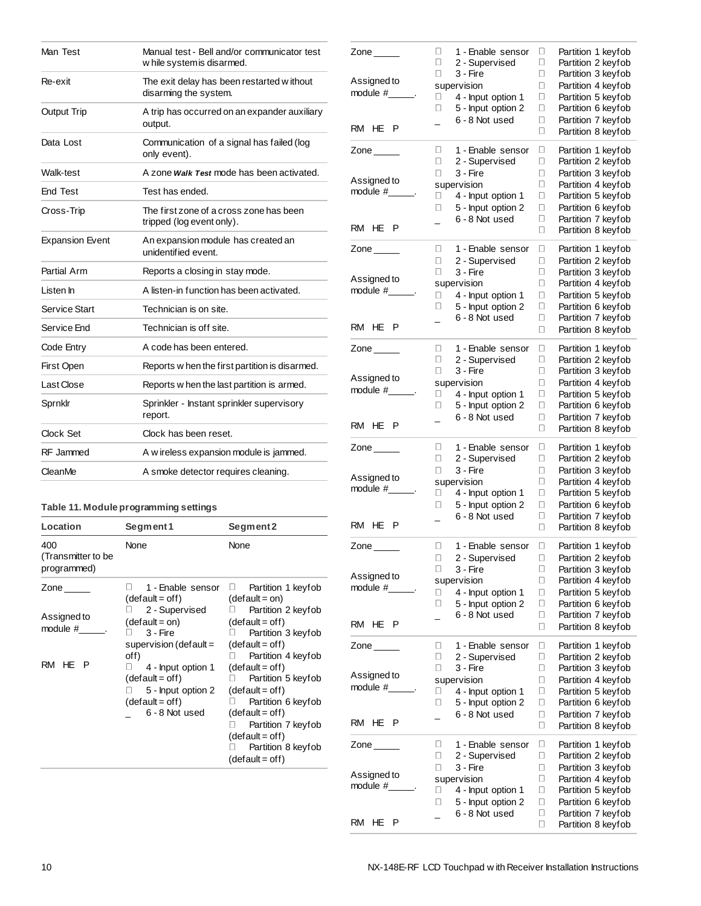| | |
|---|---|
| Man Test | Manual test - Bell and/or communicator test while system is disarmed. |
| Re-exit | The exit delay has been restarted without disarming the system. |
| Output Trip | A trip has occurred on an expander auxiliary output. |
| Data Lost | Communication of a signal has failed (log only event). |
| Walk-test | A zone ***Walk Test*** mode has been activated. |
| End Test | Test has ended. |
| Cross-Trip | The first zone of a cross zone has been tripped (log event only). |
| Expansion Event | An expansion module has created an unidentified event. |
| Partial Arm | Reports a closing in stay mode. |
| Listen In | A listen-in function has been activated. |
| Service Start | Technician is on site. |
| Service End | Technician is off site. |
| Code Entry | A code has been entered. |
| First Open | Reports when the first partition is disarmed. |
| Last Close | Reports when the last partition is armed. |
| Sprnklr | Sprinkler - Instant sprinkler supervisory report. |
| Clock Set | Clock has been reset. |
| RF Jammed | A wireless expansion module is jammed. |
| CleanMe | A smoke detector requires cleaning. |

**Table 11. Module programming settings**

| Location | Segment 1 | Segment 2 |
|---|---|---|
| 400 (Transmitter to be programmed) | None | None |
| Zone _____ <br> Assigned to module #_____. <br> RM HE P | ☐ 1 - Enable sensor (default = off) <br> ☐ 2 - Supervised (default = on) <br> ☐ 3 - Fire supervision (default = off) <br> ☐ 4 - Input option 1 (default = off) <br> ☐ 5 - Input option 2 (default = off) <br> _ 6 - 8 Not used | ☐ Partition 1 keyfob (default = on) <br> ☐ Partition 2 keyfob (default = off) <br> ☐ Partition 3 keyfob (default = off) <br> ☐ Partition 4 keyfob (default = off) <br> ☐ Partition 5 keyfob (default = off) <br> ☐ Partition 6 keyfob (default = off) <br> ☐ Partition 7 keyfob (default = off) <br> ☐ Partition 8 keyfob (default = off) |
| Zone _____ <br> Assigned to module #_____. <br> RM HE P | ☐ 1 - Enable sensor <br> ☐ 2 - Supervised <br> ☐ 3 - Fire supervision <br> ☐ 4 - Input option 1 <br> ☐ 5 - Input option 2 <br> _ 6 - 8 Not used | ☐ Partition 1 keyfob <br> ☐ Partition 2 keyfob <br> ☐ Partition 3 keyfob <br> ☐ Partition 4 keyfob <br> ☐ Partition 5 keyfob <br> ☐ Partition 6 keyfob <br> ☐ Partition 7 keyfob <br> ☐ Partition 8 keyfob |
| Zone _____ <br> Assigned to module #_____. <br> RM HE P | ☐ 1 - Enable sensor <br> ☐ 2 - Supervised <br> ☐ 3 - Fire supervision <br> ☐ 4 - Input option 1 <br> ☐ 5 - Input option 2 <br> _ 6 - 8 Not used | ☐ Partition 1 keyfob <br> ☐ Partition 2 keyfob <br> ☐ Partition 3 keyfob <br> ☐ Partition 4 keyfob <br> ☐ Partition 5 keyfob <br> ☐ Partition 6 keyfob <br> ☐ Partition 7 keyfob <br> ☐ Partition 8 keyfob |
| Zone _____ <br> Assigned to module #_____. <br> RM HE P | ☐ 1 - Enable sensor <br> ☐ 2 - Supervised <br> ☐ 3 - Fire supervision <br> ☐ 4 - Input option 1 <br> ☐ 5 - Input option 2 <br> _ 6 - 8 Not used | ☐ Partition 1 keyfob <br> ☐ Partition 2 keyfob <br> ☐ Partition 3 keyfob <br> ☐ Partition 4 keyfob <br> ☐ Partition 5 keyfob <br> ☐ Partition 6 keyfob <br> ☐ Partition 7 keyfob <br> ☐ Partition 8 keyfob |
| Zone _____ <br> Assigned to module #_____. <br> RM HE P | ☐ 1 - Enable sensor <br> ☐ 2 - Supervised <br> ☐ 3 - Fire supervision <br> ☐ 4 - Input option 1 <br> ☐ 5 - Input option 2 <br> _ 6 - 8 Not used | ☐ Partition 1 keyfob <br> ☐ Partition 2 keyfob <br> ☐ Partition 3 keyfob <br> ☐ Partition 4 keyfob <br> ☐ Partition 5 keyfob <br> ☐ Partition 6 keyfob <br> ☐ Partition 7 keyfob <br> ☐ Partition 8 keyfob |
| Zone _____ <br> Assigned to module #_____. <br> RM HE P | ☐ 1 - Enable sensor <br> ☐ 2 - Supervised <br> ☐ 3 - Fire supervision <br> ☐ 4 - Input option 1 <br> ☐ 5 - Input option 2 <br> _ 6 - 8 Not used | ☐ Partition 1 keyfob <br> ☐ Partition 2 keyfob <br> ☐ Partition 3 keyfob <br> ☐ Partition 4 keyfob <br> ☐ Partition 5 keyfob <br> ☐ Partition 6 keyfob <br> ☐ Partition 7 keyfob <br> ☐ Partition 8 keyfob |
| Zone _____ <br> Assigned to module #_____. <br> RM HE P | ☐ 1 - Enable sensor <br> ☐ 2 - Supervised <br> ☐ 3 - Fire supervision <br> ☐ 4 - Input option 1 <br> ☐ 5 - Input option 2 <br> _ 6 - 8 Not used | ☐ Partition 1 keyfob <br> ☐ Partition 2 keyfob <br> ☐ Partition 3 keyfob <br> ☐ Partition 4 keyfob <br> ☐ Partition 5 keyfob <br> ☐ Partition 6 keyfob <br> ☐ Partition 7 keyfob <br> ☐ Partition 8 keyfob |
| Zone _____ <br> Assigned to module #_____. <br> RM HE P | ☐ 1 - Enable sensor <br> ☐ 2 - Supervised <br> ☐ 3 - Fire supervision <br> ☐ 4 - Input option 1 <br> ☐ 5 - Input option 2 <br> _ 6 - 8 Not used | ☐ Partition 1 keyfob <br> ☐ Partition 2 keyfob <br> ☐ Partition 3 keyfob <br> ☐ Partition 4 keyfob <br> ☐ Partition 5 keyfob <br> ☐ Partition 6 keyfob <br> ☐ Partition 7 keyfob <br> ☐ Partition 8 keyfob |
| Zone _____ <br> Assigned to module #_____. <br> RM HE P | ☐ 1 - Enable sensor <br> ☐ 2 - Supervised <br> ☐ 3 - Fire supervision <br> ☐ 4 - Input option 1 <br> ☐ 5 - Input option 2 <br> _ 6 - 8 Not used | ☐ Partition 1 keyfob <br> ☐ Partition 2 keyfob <br> ☐ Partition 3 keyfob <br> ☐ Partition 4 keyfob <br> ☐ Partition 5 keyfob <br> ☐ Partition 6 keyfob <br> ☐ Partition 7 keyfob <br> ☐ Partition 8 keyfob |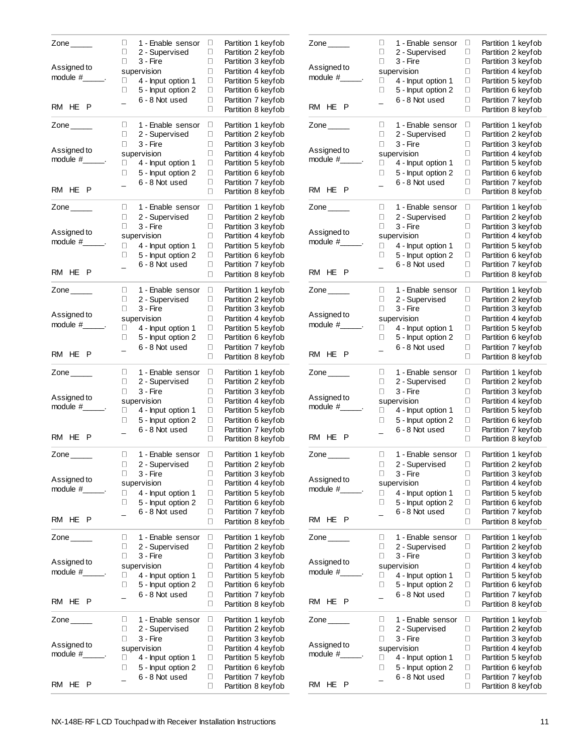| Zone | Options | Keyfobs |
| --- | --- | --- |
| Zone _____<br>Assigned to module #_____.<br>RM HE P | ☐ 1 - Enable sensor<br>☐ 2 - Supervised<br>☐ 3 - Fire supervision<br>☐ 4 - Input option 1<br>☐ 5 - Input option 2<br>_ 6 - 8 Not used | ☐ Partition 1 keyfob<br>☐ Partition 2 keyfob<br>☐ Partition 3 keyfob<br>☐ Partition 4 keyfob<br>☐ Partition 5 keyfob<br>☐ Partition 6 keyfob<br>☐ Partition 7 keyfob<br>☐ Partition 8 keyfob |
| Zone _____<br>Assigned to module #_____.<br>RM HE P | ☐ 1 - Enable sensor<br>☐ 2 - Supervised<br>☐ 3 - Fire supervision<br>☐ 4 - Input option 1<br>☐ 5 - Input option 2<br>_ 6 - 8 Not used | ☐ Partition 1 keyfob<br>☐ Partition 2 keyfob<br>☐ Partition 3 keyfob<br>☐ Partition 4 keyfob<br>☐ Partition 5 keyfob<br>☐ Partition 6 keyfob<br>☐ Partition 7 keyfob<br>☐ Partition 8 keyfob |
| Zone _____<br>Assigned to module #_____.<br>RM HE P | ☐ 1 - Enable sensor<br>☐ 2 - Supervised<br>☐ 3 - Fire supervision<br>☐ 4 - Input option 1<br>☐ 5 - Input option 2<br>_ 6 - 8 Not used | ☐ Partition 1 keyfob<br>☐ Partition 2 keyfob<br>☐ Partition 3 keyfob<br>☐ Partition 4 keyfob<br>☐ Partition 5 keyfob<br>☐ Partition 6 keyfob<br>☐ Partition 7 keyfob<br>☐ Partition 8 keyfob |
| Zone _____<br>Assigned to module #_____.<br>RM HE P | ☐ 1 - Enable sensor<br>☐ 2 - Supervised<br>☐ 3 - Fire supervision<br>☐ 4 - Input option 1<br>☐ 5 - Input option 2<br>_ 6 - 8 Not used | ☐ Partition 1 keyfob<br>☐ Partition 2 keyfob<br>☐ Partition 3 keyfob<br>☐ Partition 4 keyfob<br>☐ Partition 5 keyfob<br>☐ Partition 6 keyfob<br>☐ Partition 7 keyfob<br>☐ Partition 8 keyfob |
| Zone _____<br>Assigned to module #_____.<br>RM HE P | ☐ 1 - Enable sensor<br>☐ 2 - Supervised<br>☐ 3 - Fire supervision<br>☐ 4 - Input option 1<br>☐ 5 - Input option 2<br>_ 6 - 8 Not used | ☐ Partition 1 keyfob<br>☐ Partition 2 keyfob<br>☐ Partition 3 keyfob<br>☐ Partition 4 keyfob<br>☐ Partition 5 keyfob<br>☐ Partition 6 keyfob<br>☐ Partition 7 keyfob<br>☐ Partition 8 keyfob |
| Zone _____<br>Assigned to module #_____.<br>RM HE P | ☐ 1 - Enable sensor<br>☐ 2 - Supervised<br>☐ 3 - Fire supervision<br>☐ 4 - Input option 1<br>☐ 5 - Input option 2<br>_ 6 - 8 Not used | ☐ Partition 1 keyfob<br>☐ Partition 2 keyfob<br>☐ Partition 3 keyfob<br>☐ Partition 4 keyfob<br>☐ Partition 5 keyfob<br>☐ Partition 6 keyfob<br>☐ Partition 7 keyfob<br>☐ Partition 8 keyfob |
| Zone _____<br>Assigned to module #_____.<br>RM HE P | ☐ 1 - Enable sensor<br>☐ 2 - Supervised<br>☐ 3 - Fire supervision<br>☐ 4 - Input option 1<br>☐ 5 - Input option 2<br>_ 6 - 8 Not used | ☐ Partition 1 keyfob<br>☐ Partition 2 keyfob<br>☐ Partition 3 keyfob<br>☐ Partition 4 keyfob<br>☐ Partition 5 keyfob<br>☐ Partition 6 keyfob<br>☐ Partition 7 keyfob<br>☐ Partition 8 keyfob |
| Zone _____<br>Assigned to module #_____.<br>RM HE P | ☐ 1 - Enable sensor<br>☐ 2 - Supervised<br>☐ 3 - Fire supervision<br>☐ 4 - Input option 1<br>☐ 5 - Input option 2<br>_ 6 - 8 Not used | ☐ Partition 1 keyfob<br>☐ Partition 2 keyfob<br>☐ Partition 3 keyfob<br>☐ Partition 4 keyfob<br>☐ Partition 5 keyfob<br>☐ Partition 6 keyfob<br>☐ Partition 7 keyfob<br>☐ Partition 8 keyfob |
| Zone _____<br>Assigned to module #_____.<br>RM HE P | ☐ 1 - Enable sensor<br>☐ 2 - Supervised<br>☐ 3 - Fire supervision<br>☐ 4 - Input option 1<br>☐ 5 - Input option 2<br>_ 6 - 8 Not used | ☐ Partition 1 keyfob<br>☐ Partition 2 keyfob<br>☐ Partition 3 keyfob<br>☐ Partition 4 keyfob<br>☐ Partition 5 keyfob<br>☐ Partition 6 keyfob<br>☐ Partition 7 keyfob<br>☐ Partition 8 keyfob |
| Zone _____<br>Assigned to module #_____.<br>RM HE P | ☐ 1 - Enable sensor<br>☐ 2 - Supervised<br>☐ 3 - Fire supervision<br>☐ 4 - Input option 1<br>☐ 5 - Input option 2<br>_ 6 - 8 Not used | ☐ Partition 1 keyfob<br>☐ Partition 2 keyfob<br>☐ Partition 3 keyfob<br>☐ Partition 4 keyfob<br>☐ Partition 5 keyfob<br>☐ Partition 6 keyfob<br>☐ Partition 7 keyfob<br>☐ Partition 8 keyfob |
| Zone _____<br>Assigned to module #_____.<br>RM HE P | ☐ 1 - Enable sensor<br>☐ 2 - Supervised<br>☐ 3 - Fire supervision<br>☐ 4 - Input option 1<br>☐ 5 - Input option 2<br>_ 6 - 8 Not used | ☐ Partition 1 keyfob<br>☐ Partition 2 keyfob<br>☐ Partition 3 keyfob<br>☐ Partition 4 keyfob<br>☐ Partition 5 keyfob<br>☐ Partition 6 keyfob<br>☐ Partition 7 keyfob<br>☐ Partition 8 keyfob |
| Zone _____<br>Assigned to module #_____.<br>RM HE P | ☐ 1 - Enable sensor<br>☐ 2 - Supervised<br>☐ 3 - Fire supervision<br>☐ 4 - Input option 1<br>☐ 5 - Input option 2<br>_ 6 - 8 Not used | ☐ Partition 1 keyfob<br>☐ Partition 2 keyfob<br>☐ Partition 3 keyfob<br>☐ Partition 4 keyfob<br>☐ Partition 5 keyfob<br>☐ Partition 6 keyfob<br>☐ Partition 7 keyfob<br>☐ Partition 8 keyfob |
| Zone _____<br>Assigned to module #_____.<br>RM HE P | ☐ 1 - Enable sensor<br>☐ 2 - Supervised<br>☐ 3 - Fire supervision<br>☐ 4 - Input option 1<br>☐ 5 - Input option 2<br>_ 6 - 8 Not used | ☐ Partition 1 keyfob<br>☐ Partition 2 keyfob<br>☐ Partition 3 keyfob<br>☐ Partition 4 keyfob<br>☐ Partition 5 keyfob<br>☐ Partition 6 keyfob<br>☐ Partition 7 keyfob<br>☐ Partition 8 keyfob |
| Zone _____<br>Assigned to module #_____.<br>RM HE P | ☐ 1 - Enable sensor<br>☐ 2 - Supervised<br>☐ 3 - Fire supervision<br>☐ 4 - Input option 1<br>☐ 5 - Input option 2<br>_ 6 - 8 Not used | ☐ Partition 1 keyfob<br>☐ Partition 2 keyfob<br>☐ Partition 3 keyfob<br>☐ Partition 4 keyfob<br>☐ Partition 5 keyfob<br>☐ Partition 6 keyfob<br>☐ Partition 7 keyfob<br>☐ Partition 8 keyfob |
| Zone _____<br>Assigned to module #_____.<br>RM HE P | ☐ 1 - Enable sensor<br>☐ 2 - Supervised<br>☐ 3 - Fire supervision<br>☐ 4 - Input option 1<br>☐ 5 - Input option 2<br>_ 6 - 8 Not used | ☐ Partition 1 keyfob<br>☐ Partition 2 keyfob<br>☐ Partition 3 keyfob<br>☐ Partition 4 keyfob<br>☐ Partition 5 keyfob<br>☐ Partition 6 keyfob<br>☐ Partition 7 keyfob<br>☐ Partition 8 keyfob |
| Zone _____<br>Assigned to module #_____.<br>RM HE P | ☐ 1 - Enable sensor<br>☐ 2 - Supervised<br>☐ 3 - Fire supervision<br>☐ 4 - Input option 1<br>☐ 5 - Input option 2<br>_ 6 - 8 Not used | ☐ Partition 1 keyfob<br>☐ Partition 2 keyfob<br>☐ Partition 3 keyfob<br>☐ Partition 4 keyfob<br>☐ Partition 5 keyfob<br>☐ Partition 6 keyfob<br>☐ Partition 7 keyfob<br>☐ Partition 8 keyfob |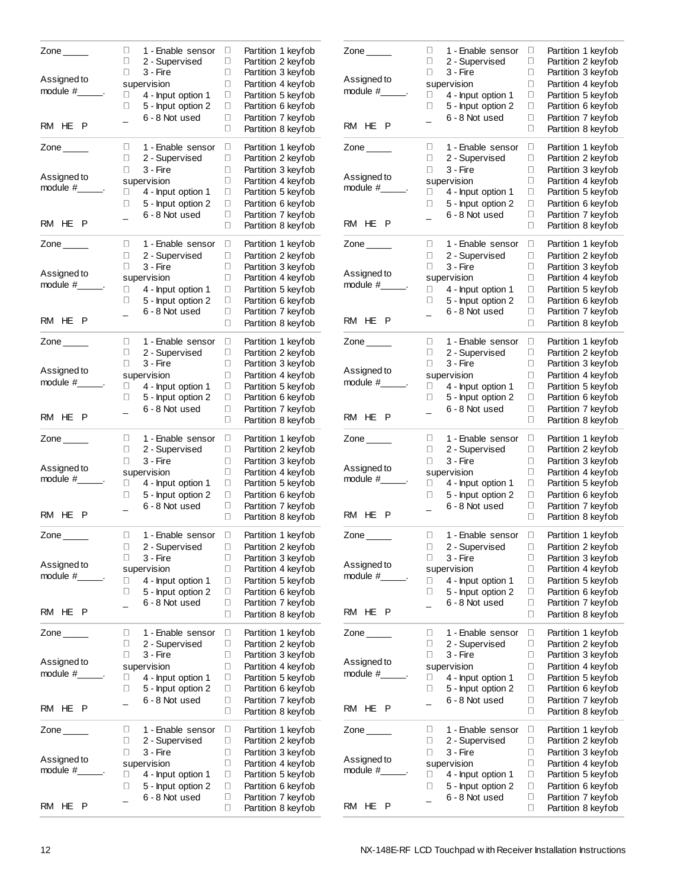| Zone | Options | Partition keyfobs |
|---|---|---|
| Zone _____<br><br>Assigned to module #_____.<br><br>RM HE P | ☐ 1 - Enable sensor<br>☐ 2 - Supervised<br>☐ 3 - Fire supervision<br>☐ 4 - Input option 1<br>☐ 5 - Input option 2<br>_ 6 - 8 Not used | ☐ Partition 1 keyfob<br>☐ Partition 2 keyfob<br>☐ Partition 3 keyfob<br>☐ Partition 4 keyfob<br>☐ Partition 5 keyfob<br>☐ Partition 6 keyfob<br>☐ Partition 7 keyfob<br>☐ Partition 8 keyfob |
| Zone _____<br><br>Assigned to module #_____.<br><br>RM HE P | ☐ 1 - Enable sensor<br>☐ 2 - Supervised<br>☐ 3 - Fire supervision<br>☐ 4 - Input option 1<br>☐ 5 - Input option 2<br>_ 6 - 8 Not used | ☐ Partition 1 keyfob<br>☐ Partition 2 keyfob<br>☐ Partition 3 keyfob<br>☐ Partition 4 keyfob<br>☐ Partition 5 keyfob<br>☐ Partition 6 keyfob<br>☐ Partition 7 keyfob<br>☐ Partition 8 keyfob |
| Zone _____<br><br>Assigned to module #_____.<br><br>RM HE P | ☐ 1 - Enable sensor<br>☐ 2 - Supervised<br>☐ 3 - Fire supervision<br>☐ 4 - Input option 1<br>☐ 5 - Input option 2<br>_ 6 - 8 Not used | ☐ Partition 1 keyfob<br>☐ Partition 2 keyfob<br>☐ Partition 3 keyfob<br>☐ Partition 4 keyfob<br>☐ Partition 5 keyfob<br>☐ Partition 6 keyfob<br>☐ Partition 7 keyfob<br>☐ Partition 8 keyfob |
| Zone _____<br><br>Assigned to module #_____.<br><br>RM HE P | ☐ 1 - Enable sensor<br>☐ 2 - Supervised<br>☐ 3 - Fire supervision<br>☐ 4 - Input option 1<br>☐ 5 - Input option 2<br>_ 6 - 8 Not used | ☐ Partition 1 keyfob<br>☐ Partition 2 keyfob<br>☐ Partition 3 keyfob<br>☐ Partition 4 keyfob<br>☐ Partition 5 keyfob<br>☐ Partition 6 keyfob<br>☐ Partition 7 keyfob<br>☐ Partition 8 keyfob |
| Zone _____<br><br>Assigned to module #_____.<br><br>RM HE P | ☐ 1 - Enable sensor<br>☐ 2 - Supervised<br>☐ 3 - Fire supervision<br>☐ 4 - Input option 1<br>☐ 5 - Input option 2<br>_ 6 - 8 Not used | ☐ Partition 1 keyfob<br>☐ Partition 2 keyfob<br>☐ Partition 3 keyfob<br>☐ Partition 4 keyfob<br>☐ Partition 5 keyfob<br>☐ Partition 6 keyfob<br>☐ Partition 7 keyfob<br>☐ Partition 8 keyfob |
| Zone _____<br><br>Assigned to module #_____.<br><br>RM HE P | ☐ 1 - Enable sensor<br>☐ 2 - Supervised<br>☐ 3 - Fire supervision<br>☐ 4 - Input option 1<br>☐ 5 - Input option 2<br>_ 6 - 8 Not used | ☐ Partition 1 keyfob<br>☐ Partition 2 keyfob<br>☐ Partition 3 keyfob<br>☐ Partition 4 keyfob<br>☐ Partition 5 keyfob<br>☐ Partition 6 keyfob<br>☐ Partition 7 keyfob<br>☐ Partition 8 keyfob |
| Zone _____<br><br>Assigned to module #_____.<br><br>RM HE P | ☐ 1 - Enable sensor<br>☐ 2 - Supervised<br>☐ 3 - Fire supervision<br>☐ 4 - Input option 1<br>☐ 5 - Input option 2<br>_ 6 - 8 Not used | ☐ Partition 1 keyfob<br>☐ Partition 2 keyfob<br>☐ Partition 3 keyfob<br>☐ Partition 4 keyfob<br>☐ Partition 5 keyfob<br>☐ Partition 6 keyfob<br>☐ Partition 7 keyfob<br>☐ Partition 8 keyfob |
| Zone _____<br><br>Assigned to module #_____.<br><br>RM HE P | ☐ 1 - Enable sensor<br>☐ 2 - Supervised<br>☐ 3 - Fire supervision<br>☐ 4 - Input option 1<br>☐ 5 - Input option 2<br>_ 6 - 8 Not used | ☐ Partition 1 keyfob<br>☐ Partition 2 keyfob<br>☐ Partition 3 keyfob<br>☐ Partition 4 keyfob<br>☐ Partition 5 keyfob<br>☐ Partition 6 keyfob<br>☐ Partition 7 keyfob<br>☐ Partition 8 keyfob |
| Zone _____<br><br>Assigned to module #_____.<br><br>RM HE P | ☐ 1 - Enable sensor<br>☐ 2 - Supervised<br>☐ 3 - Fire supervision<br>☐ 4 - Input option 1<br>☐ 5 - Input option 2<br>_ 6 - 8 Not used | ☐ Partition 1 keyfob<br>☐ Partition 2 keyfob<br>☐ Partition 3 keyfob<br>☐ Partition 4 keyfob<br>☐ Partition 5 keyfob<br>☐ Partition 6 keyfob<br>☐ Partition 7 keyfob<br>☐ Partition 8 keyfob |
| Zone _____<br><br>Assigned to module #_____.<br><br>RM HE P | ☐ 1 - Enable sensor<br>☐ 2 - Supervised<br>☐ 3 - Fire supervision<br>☐ 4 - Input option 1<br>☐ 5 - Input option 2<br>_ 6 - 8 Not used | ☐ Partition 1 keyfob<br>☐ Partition 2 keyfob<br>☐ Partition 3 keyfob<br>☐ Partition 4 keyfob<br>☐ Partition 5 keyfob<br>☐ Partition 6 keyfob<br>☐ Partition 7 keyfob<br>☐ Partition 8 keyfob |
| Zone _____<br><br>Assigned to module #_____.<br><br>RM HE P | ☐ 1 - Enable sensor<br>☐ 2 - Supervised<br>☐ 3 - Fire supervision<br>☐ 4 - Input option 1<br>☐ 5 - Input option 2<br>_ 6 - 8 Not used | ☐ Partition 1 keyfob<br>☐ Partition 2 keyfob<br>☐ Partition 3 keyfob<br>☐ Partition 4 keyfob<br>☐ Partition 5 keyfob<br>☐ Partition 6 keyfob<br>☐ Partition 7 keyfob<br>☐ Partition 8 keyfob |
| Zone _____<br><br>Assigned to module #_____.<br><br>RM HE P | ☐ 1 - Enable sensor<br>☐ 2 - Supervised<br>☐ 3 - Fire supervision<br>☐ 4 - Input option 1<br>☐ 5 - Input option 2<br>_ 6 - 8 Not used | ☐ Partition 1 keyfob<br>☐ Partition 2 keyfob<br>☐ Partition 3 keyfob<br>☐ Partition 4 keyfob<br>☐ Partition 5 keyfob<br>☐ Partition 6 keyfob<br>☐ Partition 7 keyfob<br>☐ Partition 8 keyfob |
| Zone _____<br><br>Assigned to module #_____.<br><br>RM HE P | ☐ 1 - Enable sensor<br>☐ 2 - Supervised<br>☐ 3 - Fire supervision<br>☐ 4 - Input option 1<br>☐ 5 - Input option 2<br>_ 6 - 8 Not used | ☐ Partition 1 keyfob<br>☐ Partition 2 keyfob<br>☐ Partition 3 keyfob<br>☐ Partition 4 keyfob<br>☐ Partition 5 keyfob<br>☐ Partition 6 keyfob<br>☐ Partition 7 keyfob<br>☐ Partition 8 keyfob |
| Zone _____<br><br>Assigned to module #_____.<br><br>RM HE P | ☐ 1 - Enable sensor<br>☐ 2 - Supervised<br>☐ 3 - Fire supervision<br>☐ 4 - Input option 1<br>☐ 5 - Input option 2<br>_ 6 - 8 Not used | ☐ Partition 1 keyfob<br>☐ Partition 2 keyfob<br>☐ Partition 3 keyfob<br>☐ Partition 4 keyfob<br>☐ Partition 5 keyfob<br>☐ Partition 6 keyfob<br>☐ Partition 7 keyfob<br>☐ Partition 8 keyfob |
| Zone _____<br><br>Assigned to module #_____.<br><br>RM HE P | ☐ 1 - Enable sensor<br>☐ 2 - Supervised<br>☐ 3 - Fire supervision<br>☐ 4 - Input option 1<br>☐ 5 - Input option 2<br>_ 6 - 8 Not used | ☐ Partition 1 keyfob<br>☐ Partition 2 keyfob<br>☐ Partition 3 keyfob<br>☐ Partition 4 keyfob<br>☐ Partition 5 keyfob<br>☐ Partition 6 keyfob<br>☐ Partition 7 keyfob<br>☐ Partition 8 keyfob |
| Zone _____<br><br>Assigned to module #_____.<br><br>RM HE P | ☐ 1 - Enable sensor<br>☐ 2 - Supervised<br>☐ 3 - Fire supervision<br>☐ 4 - Input option 1<br>☐ 5 - Input option 2<br>_ 6 - 8 Not used | ☐ Partition 1 keyfob<br>☐ Partition 2 keyfob<br>☐ Partition 3 keyfob<br>☐ Partition 4 keyfob<br>☐ Partition 5 keyfob<br>☐ Partition 6 keyfob<br>☐ Partition 7 keyfob<br>☐ Partition 8 keyfob |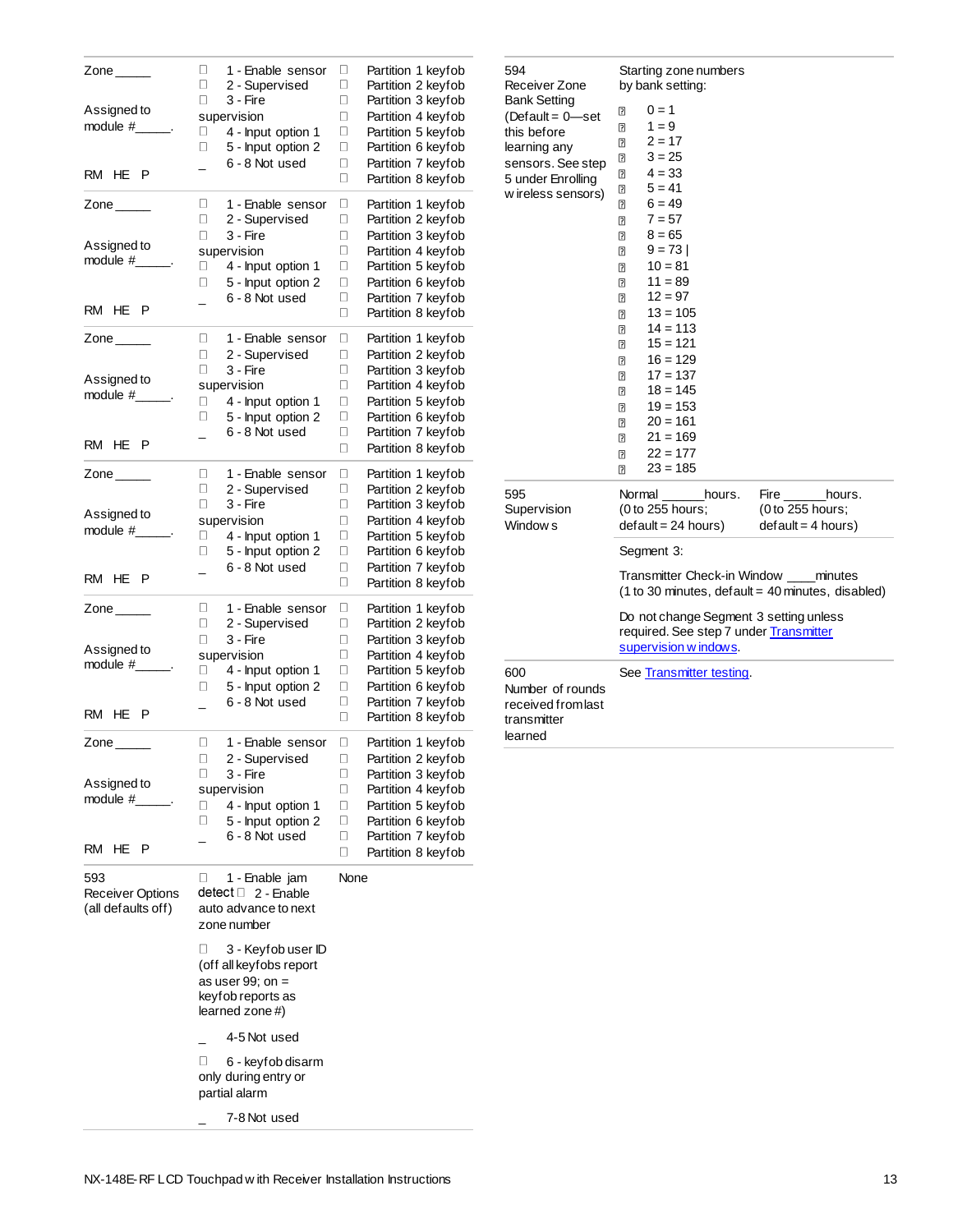| | | |
|---|---|---|
| Zone _____<br><br>Assigned to module #_____.<br><br>RM HE P | ☐ 1 - Enable sensor<br>☐ 2 - Supervised<br>☐ 3 - Fire supervision<br>☐ 4 - Input option 1<br>☐ 5 - Input option 2<br>_ 6 - 8 Not used | ☐ Partition 1 keyfob<br>☐ Partition 2 keyfob<br>☐ Partition 3 keyfob<br>☐ Partition 4 keyfob<br>☐ Partition 5 keyfob<br>☐ Partition 6 keyfob<br>☐ Partition 7 keyfob<br>☐ Partition 8 keyfob |
| Zone _____<br><br>Assigned to module #_____.<br><br>RM HE P | ☐ 1 - Enable sensor<br>☐ 2 - Supervised<br>☐ 3 - Fire supervision<br>☐ 4 - Input option 1<br>☐ 5 - Input option 2<br>_ 6 - 8 Not used | ☐ Partition 1 keyfob<br>☐ Partition 2 keyfob<br>☐ Partition 3 keyfob<br>☐ Partition 4 keyfob<br>☐ Partition 5 keyfob<br>☐ Partition 6 keyfob<br>☐ Partition 7 keyfob<br>☐ Partition 8 keyfob |
| Zone _____<br><br>Assigned to module #_____.<br><br>RM HE P | ☐ 1 - Enable sensor<br>☐ 2 - Supervised<br>☐ 3 - Fire supervision<br>☐ 4 - Input option 1<br>☐ 5 - Input option 2<br>_ 6 - 8 Not used | ☐ Partition 1 keyfob<br>☐ Partition 2 keyfob<br>☐ Partition 3 keyfob<br>☐ Partition 4 keyfob<br>☐ Partition 5 keyfob<br>☐ Partition 6 keyfob<br>☐ Partition 7 keyfob<br>☐ Partition 8 keyfob |
| Zone _____<br><br>Assigned to module #_____.<br><br>RM HE P | ☐ 1 - Enable sensor<br>☐ 2 - Supervised<br>☐ 3 - Fire supervision<br>☐ 4 - Input option 1<br>☐ 5 - Input option 2<br>_ 6 - 8 Not used | ☐ Partition 1 keyfob<br>☐ Partition 2 keyfob<br>☐ Partition 3 keyfob<br>☐ Partition 4 keyfob<br>☐ Partition 5 keyfob<br>☐ Partition 6 keyfob<br>☐ Partition 7 keyfob<br>☐ Partition 8 keyfob |
| Zone _____<br><br>Assigned to module #_____.<br><br>RM HE P | ☐ 1 - Enable sensor<br>☐ 2 - Supervised<br>☐ 3 - Fire supervision<br>☐ 4 - Input option 1<br>☐ 5 - Input option 2<br>_ 6 - 8 Not used | ☐ Partition 1 keyfob<br>☐ Partition 2 keyfob<br>☐ Partition 3 keyfob<br>☐ Partition 4 keyfob<br>☐ Partition 5 keyfob<br>☐ Partition 6 keyfob<br>☐ Partition 7 keyfob<br>☐ Partition 8 keyfob |
| Zone _____<br><br>Assigned to module #_____.<br><br>RM HE P | ☐ 1 - Enable sensor<br>☐ 2 - Supervised<br>☐ 3 - Fire supervision<br>☐ 4 - Input option 1<br>☐ 5 - Input option 2<br>_ 6 - 8 Not used | ☐ Partition 1 keyfob<br>☐ Partition 2 keyfob<br>☐ Partition 3 keyfob<br>☐ Partition 4 keyfob<br>☐ Partition 5 keyfob<br>☐ Partition 6 keyfob<br>☐ Partition 7 keyfob<br>☐ Partition 8 keyfob |
| 593<br>Receiver Options (all defaults off) | ☐ 1 - Enable jam detect ☐ 2 - Enable auto advance to next zone number<br><br>☐ 3 - Keyfob user ID (off all keyfobs report as user 99; on = keyfob reports as learned zone #)<br><br>_ 4-5 Not used<br><br>☐ 6 - keyfob disarm only during entry or partial alarm<br><br>_ 7-8 Not used | None |

| | | |
|---|---|---|
| 594<br>Receiver Zone Bank Setting (Default = 0—set this before learning any sensors. See step 5 under Enrolling wireless sensors) | Starting zone numbers by bank setting:<br><br>☐ 0 = 1<br>☐ 1 = 9<br>☐ 2 = 17<br>☐ 3 = 25<br>☐ 4 = 33<br>☐ 5 = 41<br>☐ 6 = 49<br>☐ 7 = 57<br>☐ 8 = 65<br>☐ 9 = 73 \|<br>☐ 10 = 81<br>☐ 11 = 89<br>☐ 12 = 97<br>☐ 13 = 105<br>☐ 14 = 113<br>☐ 15 = 121<br>☐ 16 = 129<br>☐ 17 = 137<br>☐ 18 = 145<br>☐ 19 = 153<br>☐ 20 = 161<br>☐ 21 = 169<br>☐ 22 = 177<br>☐ 23 = 185 | |
| 595<br>Supervision Windows | Normal ______hours.<br>(0 to 255 hours; default = 24 hours) | Fire ______hours.<br>(0 to 255 hours; default = 4 hours) |
| | Segment 3:<br><br>Transmitter Check-in Window ____minutes (1 to 30 minutes, default = 40 minutes, disabled)<br><br>Do not change Segment 3 setting unless required. See step 7 under Transmitter supervision windows. | |
| 600<br>Number of rounds received from last transmitter learned | See Transmitter testing. | |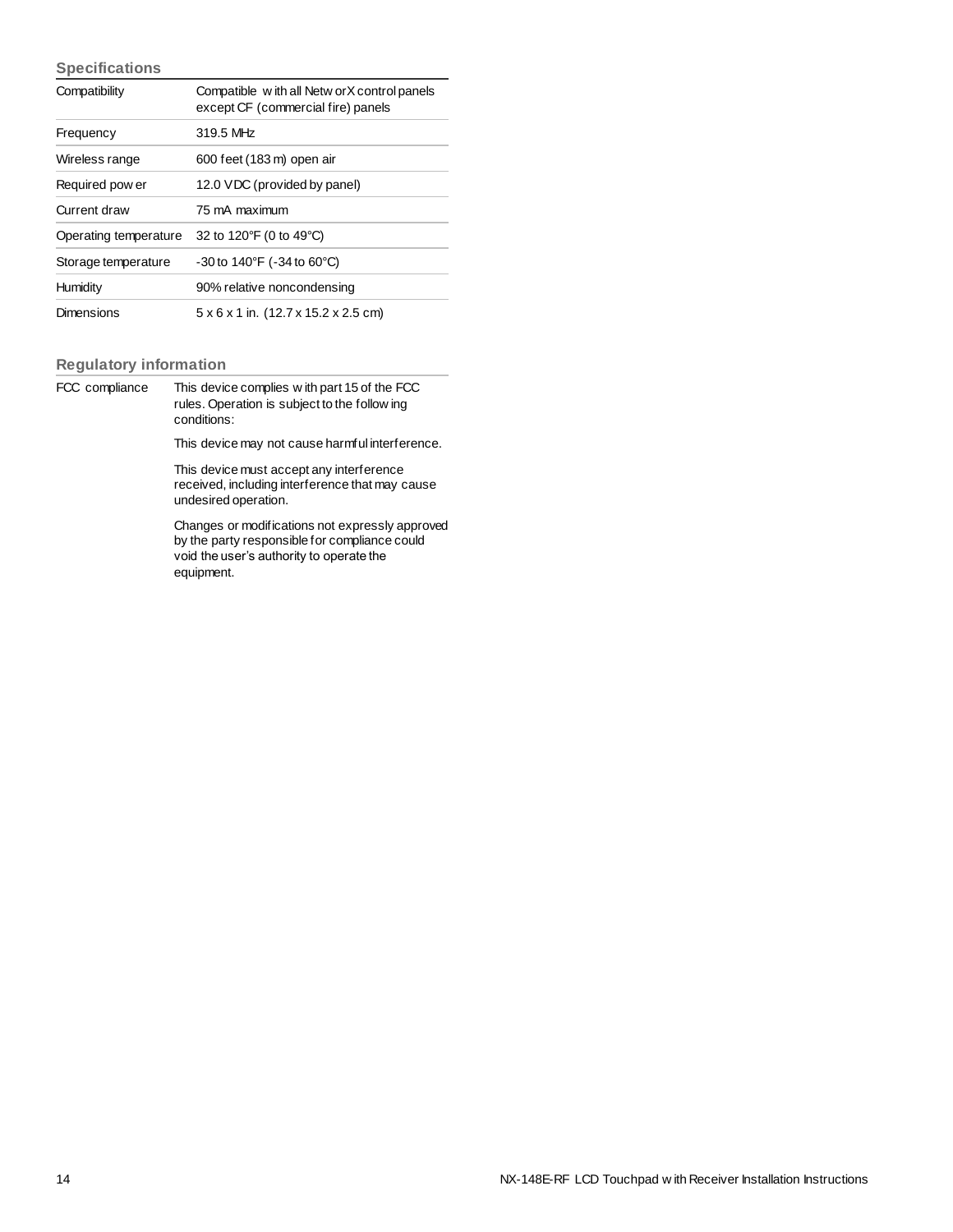## Specifications

| | |
|---|---|
| Compatibility | Compatible with all NetworX control panels except CF (commercial fire) panels |
| Frequency | 319.5 MHz |
| Wireless range | 600 feet (183 m) open air |
| Required power | 12.0 VDC (provided by panel) |
| Current draw | 75 mA maximum |
| Operating temperature | 32 to 120°F (0 to 49°C) |
| Storage temperature | -30 to 140°F (-34 to 60°C) |
| Humidity | 90% relative noncondensing |
| Dimensions | 5 x 6 x 1 in. (12.7 x 15.2 x 2.5 cm) |

## Regulatory information

| | |
|---|---|
| FCC compliance | This device complies with part 15 of the FCC rules. Operation is subject to the following conditions: |
| | This device may not cause harmful interference. |
| | This device must accept any interference received, including interference that may cause undesired operation. |
| | Changes or modifications not expressly approved by the party responsible for compliance could void the user's authority to operate the equipment. |